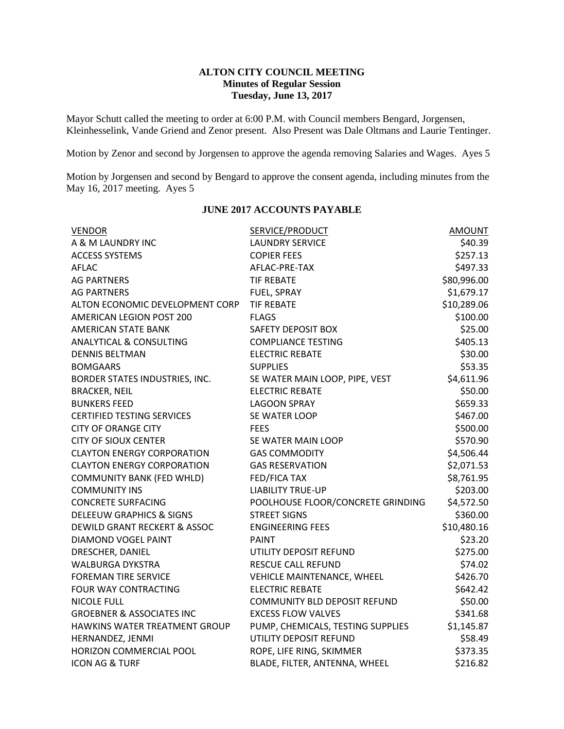**ALTON CITY COUNCIL MEETING**
**Minutes of Regular Session**
**Tuesday, June 13, 2017**

Mayor Schutt called the meeting to order at 6:00 P.M. with Council members Bengard, Jorgensen, Kleinhesselink, Vande Griend and Zenor present. Also Present was Dale Oltmans and Laurie Tentinger.

Motion by Zenor and second by Jorgensen to approve the agenda removing Salaries and Wages. Ayes 5

Motion by Jorgensen and second by Bengard to approve the consent agenda, including minutes from the May 16, 2017 meeting. Ayes 5

**JUNE 2017 ACCOUNTS PAYABLE**

| VENDOR | SERVICE/PRODUCT | AMOUNT |
|---|---|---|
| A & M LAUNDRY INC | LAUNDRY SERVICE | $40.39 |
| ACCESS SYSTEMS | COPIER FEES | $257.13 |
| AFLAC | AFLAC-PRE-TAX | $497.33 |
| AG PARTNERS | TIF REBATE | $80,996.00 |
| AG PARTNERS | FUEL, SPRAY | $1,679.17 |
| ALTON ECONOMIC DEVELOPMENT CORP | TIF REBATE | $10,289.06 |
| AMERICAN LEGION POST 200 | FLAGS | $100.00 |
| AMERICAN STATE BANK | SAFETY DEPOSIT BOX | $25.00 |
| ANALYTICAL & CONSULTING | COMPLIANCE TESTING | $405.13 |
| DENNIS BELTMAN | ELECTRIC REBATE | $30.00 |
| BOMGAARS | SUPPLIES | $53.35 |
| BORDER STATES INDUSTRIES, INC. | SE WATER MAIN LOOP, PIPE, VEST | $4,611.96 |
| BRACKER, NEIL | ELECTRIC REBATE | $50.00 |
| BUNKERS FEED | LAGOON SPRAY | $659.33 |
| CERTIFIED TESTING SERVICES | SE WATER LOOP | $467.00 |
| CITY OF ORANGE CITY | FEES | $500.00 |
| CITY OF SIOUX CENTER | SE WATER MAIN LOOP | $570.90 |
| CLAYTON ENERGY CORPORATION | GAS COMMODITY | $4,506.44 |
| CLAYTON ENERGY CORPORATION | GAS RESERVATION | $2,071.53 |
| COMMUNITY BANK (FED WHLD) | FED/FICA TAX | $8,761.95 |
| COMMUNITY INS | LIABILITY TRUE-UP | $203.00 |
| CONCRETE SURFACING | POOLHOUSE FLOOR/CONCRETE GRINDING | $4,572.50 |
| DELEEUW GRAPHICS & SIGNS | STREET SIGNS | $360.00 |
| DEWILD GRANT RECKERT & ASSOC | ENGINEERING FEES | $10,480.16 |
| DIAMOND VOGEL PAINT | PAINT | $23.20 |
| DRESCHER, DANIEL | UTILITY DEPOSIT REFUND | $275.00 |
| WALBURGA DYKSTRA | RESCUE CALL REFUND | $74.02 |
| FOREMAN TIRE SERVICE | VEHICLE MAINTENANCE, WHEEL | $426.70 |
| FOUR WAY CONTRACTING | ELECTRIC REBATE | $642.42 |
| NICOLE FULL | COMMUNITY BLD DEPOSIT REFUND | $50.00 |
| GROEBNER & ASSOCIATES INC | EXCESS FLOW VALVES | $341.68 |
| HAWKINS WATER TREATMENT GROUP | PUMP, CHEMICALS, TESTING SUPPLIES | $1,145.87 |
| HERNANDEZ, JENMI | UTILITY DEPOSIT REFUND | $58.49 |
| HORIZON COMMERCIAL POOL | ROPE, LIFE RING, SKIMMER | $373.35 |
| ICON AG & TURF | BLADE, FILTER, ANTENNA, WHEEL | $216.82 |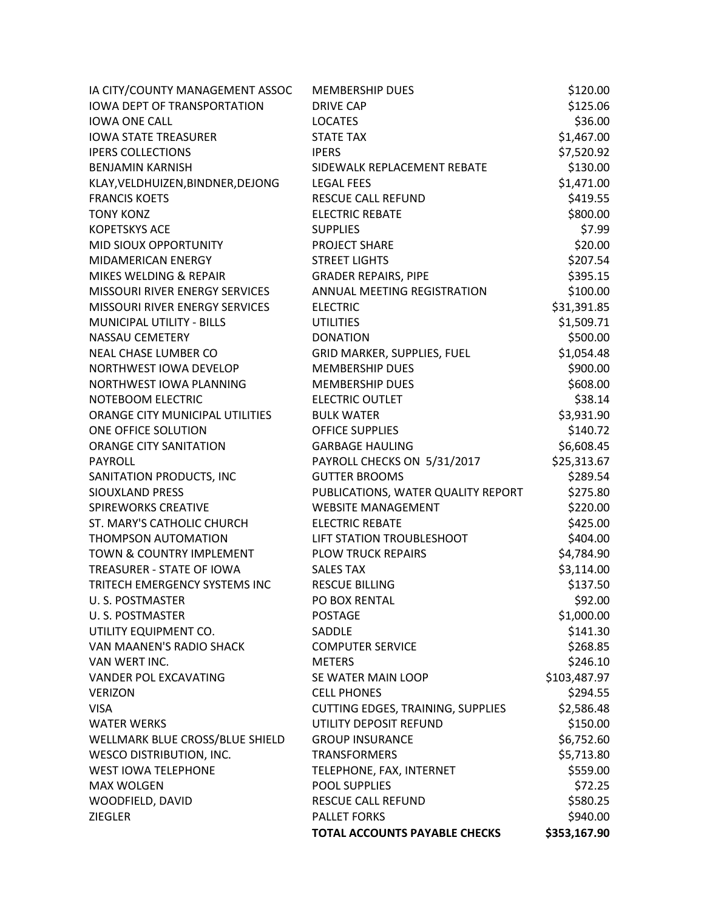| | | |
|---|---|---|
| IA CITY/COUNTY MANAGEMENT ASSOC | MEMBERSHIP DUES | $120.00 |
| IOWA DEPT OF TRANSPORTATION | DRIVE CAP | $125.06 |
| IOWA ONE CALL | LOCATES | $36.00 |
| IOWA STATE TREASURER | STATE TAX | $1,467.00 |
| IPERS COLLECTIONS | IPERS | $7,520.92 |
| BENJAMIN KARNISH | SIDEWALK REPLACEMENT REBATE | $130.00 |
| KLAY,VELDHUIZEN,BINDNER,DEJONG | LEGAL FEES | $1,471.00 |
| FRANCIS KOETS | RESCUE CALL REFUND | $419.55 |
| TONY KONZ | ELECTRIC REBATE | $800.00 |
| KOPETSKYS ACE | SUPPLIES | $7.99 |
| MID SIOUX OPPORTUNITY | PROJECT SHARE | $20.00 |
| MIDAMERICAN ENERGY | STREET LIGHTS | $207.54 |
| MIKES WELDING & REPAIR | GRADER REPAIRS, PIPE | $395.15 |
| MISSOURI RIVER ENERGY SERVICES | ANNUAL MEETING REGISTRATION | $100.00 |
| MISSOURI RIVER ENERGY SERVICES | ELECTRIC | $31,391.85 |
| MUNICIPAL UTILITY - BILLS | UTILITIES | $1,509.71 |
| NASSAU CEMETERY | DONATION | $500.00 |
| NEAL CHASE LUMBER CO | GRID MARKER, SUPPLIES, FUEL | $1,054.48 |
| NORTHWEST IOWA DEVELOP | MEMBERSHIP DUES | $900.00 |
| NORTHWEST IOWA PLANNING | MEMBERSHIP DUES | $608.00 |
| NOTEBOOM ELECTRIC | ELECTRIC OUTLET | $38.14 |
| ORANGE CITY MUNICIPAL UTILITIES | BULK WATER | $3,931.90 |
| ONE OFFICE SOLUTION | OFFICE SUPPLIES | $140.72 |
| ORANGE CITY SANITATION | GARBAGE HAULING | $6,608.45 |
| PAYROLL | PAYROLL CHECKS ON 5/31/2017 | $25,313.67 |
| SANITATION PRODUCTS, INC | GUTTER BROOMS | $289.54 |
| SIOUXLAND PRESS | PUBLICATIONS, WATER QUALITY REPORT | $275.80 |
| SPIREWORKS CREATIVE | WEBSITE MANAGEMENT | $220.00 |
| ST. MARY'S CATHOLIC CHURCH | ELECTRIC REBATE | $425.00 |
| THOMPSON AUTOMATION | LIFT STATION TROUBLESHOOT | $404.00 |
| TOWN & COUNTRY IMPLEMENT | PLOW TRUCK REPAIRS | $4,784.90 |
| TREASURER - STATE OF IOWA | SALES TAX | $3,114.00 |
| TRITECH EMERGENCY SYSTEMS INC | RESCUE BILLING | $137.50 |
| U. S. POSTMASTER | PO BOX RENTAL | $92.00 |
| U. S. POSTMASTER | POSTAGE | $1,000.00 |
| UTILITY EQUIPMENT CO. | SADDLE | $141.30 |
| VAN MAANEN'S RADIO SHACK | COMPUTER SERVICE | $268.85 |
| VAN WERT INC. | METERS | $246.10 |
| VANDER POL EXCAVATING | SE WATER MAIN LOOP | $103,487.97 |
| VERIZON | CELL PHONES | $294.55 |
| VISA | CUTTING EDGES, TRAINING, SUPPLIES | $2,586.48 |
| WATER WERKS | UTILITY DEPOSIT REFUND | $150.00 |
| WELLMARK BLUE CROSS/BLUE SHIELD | GROUP INSURANCE | $6,752.60 |
| WESCO DISTRIBUTION, INC. | TRANSFORMERS | $5,713.80 |
| WEST IOWA TELEPHONE | TELEPHONE, FAX, INTERNET | $559.00 |
| MAX WOLGEN | POOL SUPPLIES | $72.25 |
| WOODFIELD, DAVID | RESCUE CALL REFUND | $580.25 |
| ZIEGLER | PALLET FORKS | $940.00 |
| | **TOTAL ACCOUNTS PAYABLE CHECKS** | **$353,167.90** |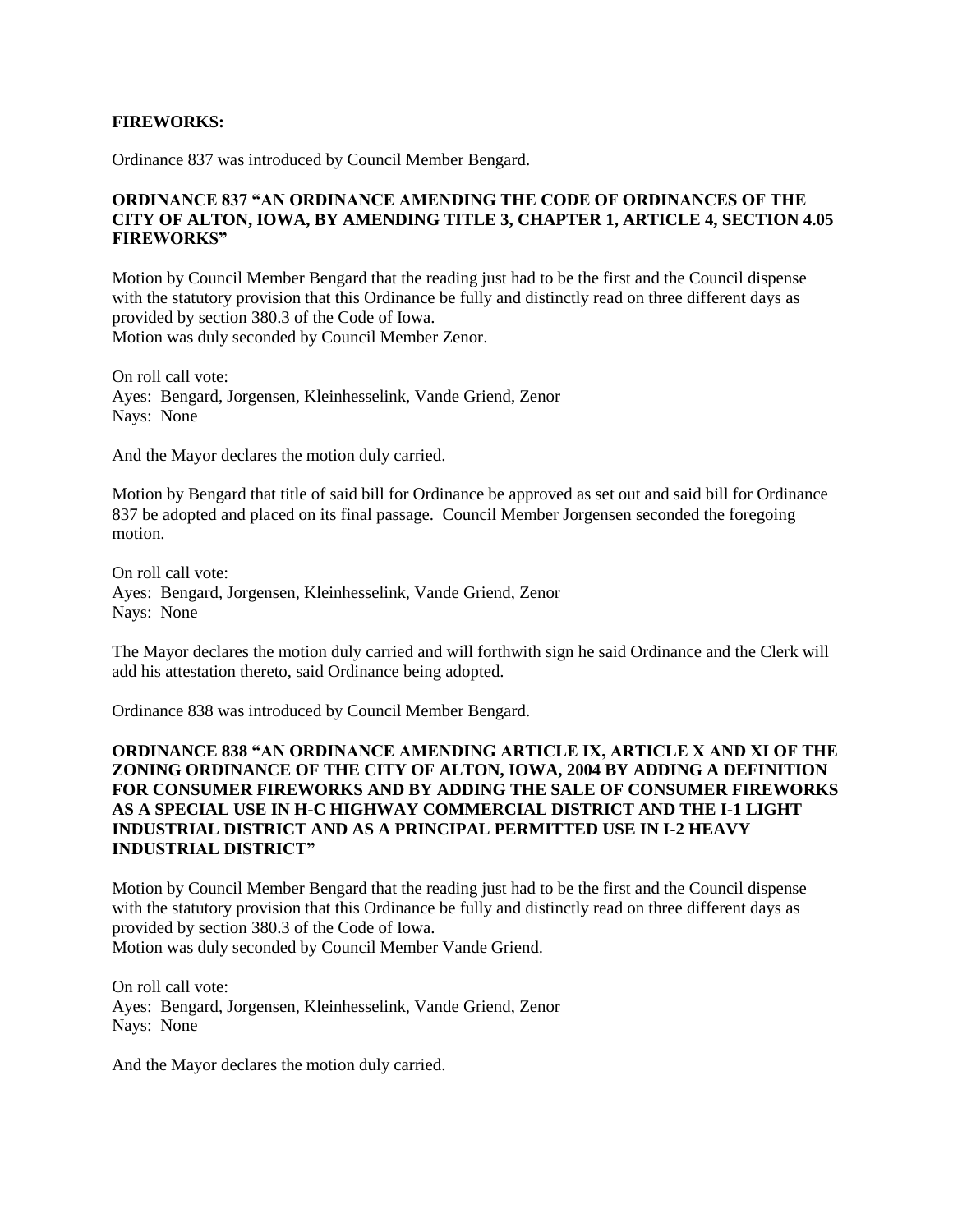**FIREWORKS:**

Ordinance 837 was introduced by Council Member Bengard.

**ORDINANCE 837 "AN ORDINANCE AMENDING THE CODE OF ORDINANCES OF THE CITY OF ALTON, IOWA, BY AMENDING TITLE 3, CHAPTER 1, ARTICLE 4, SECTION 4.05 FIREWORKS"**

Motion by Council Member Bengard that the reading just had to be the first and the Council dispense with the statutory provision that this Ordinance be fully and distinctly read on three different days as provided by section 380.3 of the Code of Iowa.
Motion was duly seconded by Council Member Zenor.

On roll call vote:
Ayes: Bengard, Jorgensen, Kleinhesselink, Vande Griend, Zenor
Nays: None

And the Mayor declares the motion duly carried.

Motion by Bengard that title of said bill for Ordinance be approved as set out and said bill for Ordinance 837 be adopted and placed on its final passage. Council Member Jorgensen seconded the foregoing motion.

On roll call vote:
Ayes: Bengard, Jorgensen, Kleinhesselink, Vande Griend, Zenor
Nays: None

The Mayor declares the motion duly carried and will forthwith sign he said Ordinance and the Clerk will add his attestation thereto, said Ordinance being adopted.

Ordinance 838 was introduced by Council Member Bengard.

**ORDINANCE 838 "AN ORDINANCE AMENDING ARTICLE IX, ARTICLE X AND XI OF THE ZONING ORDINANCE OF THE CITY OF ALTON, IOWA, 2004 BY ADDING A DEFINITION FOR CONSUMER FIREWORKS AND BY ADDING THE SALE OF CONSUMER FIREWORKS AS A SPECIAL USE IN H-C HIGHWAY COMMERCIAL DISTRICT AND THE I-1 LIGHT INDUSTRIAL DISTRICT AND AS A PRINCIPAL PERMITTED USE IN I-2 HEAVY INDUSTRIAL DISTRICT"**

Motion by Council Member Bengard that the reading just had to be the first and the Council dispense with the statutory provision that this Ordinance be fully and distinctly read on three different days as provided by section 380.3 of the Code of Iowa.
Motion was duly seconded by Council Member Vande Griend.

On roll call vote:
Ayes: Bengard, Jorgensen, Kleinhesselink, Vande Griend, Zenor
Nays: None

And the Mayor declares the motion duly carried.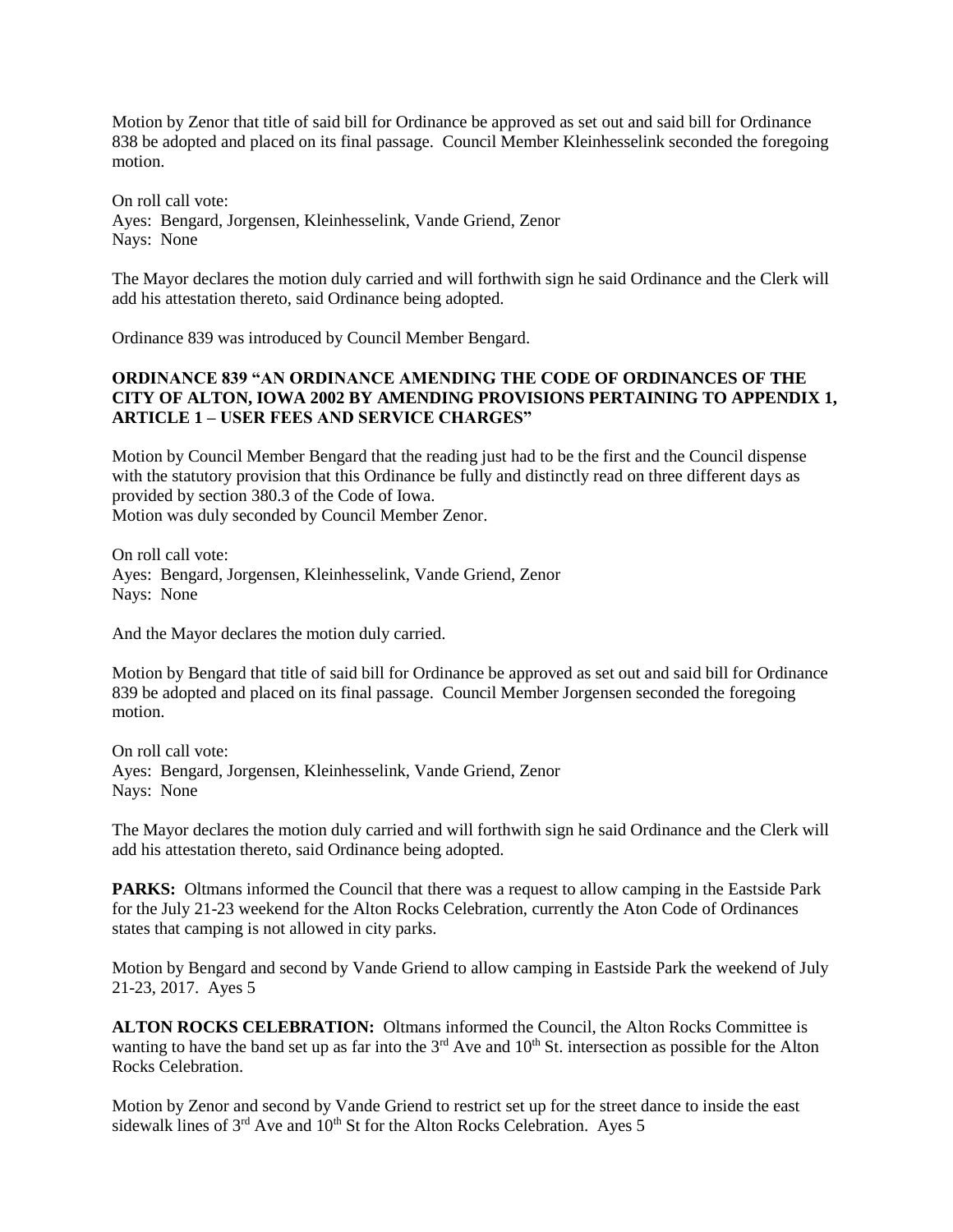Motion by Zenor that title of said bill for Ordinance be approved as set out and said bill for Ordinance 838 be adopted and placed on its final passage. Council Member Kleinhesselink seconded the foregoing motion.

On roll call vote:
Ayes: Bengard, Jorgensen, Kleinhesselink, Vande Griend, Zenor
Nays: None

The Mayor declares the motion duly carried and will forthwith sign he said Ordinance and the Clerk will add his attestation thereto, said Ordinance being adopted.

Ordinance 839 was introduced by Council Member Bengard.

**ORDINANCE 839 "AN ORDINANCE AMENDING THE CODE OF ORDINANCES OF THE CITY OF ALTON, IOWA 2002 BY AMENDING PROVISIONS PERTAINING TO APPENDIX 1, ARTICLE 1 – USER FEES AND SERVICE CHARGES"**

Motion by Council Member Bengard that the reading just had to be the first and the Council dispense with the statutory provision that this Ordinance be fully and distinctly read on three different days as provided by section 380.3 of the Code of Iowa.
Motion was duly seconded by Council Member Zenor.

On roll call vote:
Ayes: Bengard, Jorgensen, Kleinhesselink, Vande Griend, Zenor
Nays: None

And the Mayor declares the motion duly carried.

Motion by Bengard that title of said bill for Ordinance be approved as set out and said bill for Ordinance 839 be adopted and placed on its final passage. Council Member Jorgensen seconded the foregoing motion.

On roll call vote:
Ayes: Bengard, Jorgensen, Kleinhesselink, Vande Griend, Zenor
Nays: None

The Mayor declares the motion duly carried and will forthwith sign he said Ordinance and the Clerk will add his attestation thereto, said Ordinance being adopted.

**PARKS:** Oltmans informed the Council that there was a request to allow camping in the Eastside Park for the July 21-23 weekend for the Alton Rocks Celebration, currently the Aton Code of Ordinances states that camping is not allowed in city parks.

Motion by Bengard and second by Vande Griend to allow camping in Eastside Park the weekend of July 21-23, 2017. Ayes 5

**ALTON ROCKS CELEBRATION:** Oltmans informed the Council, the Alton Rocks Committee is wanting to have the band set up as far into the 3rd Ave and 10th St. intersection as possible for the Alton Rocks Celebration.

Motion by Zenor and second by Vande Griend to restrict set up for the street dance to inside the east sidewalk lines of 3rd Ave and 10th St for the Alton Rocks Celebration. Ayes 5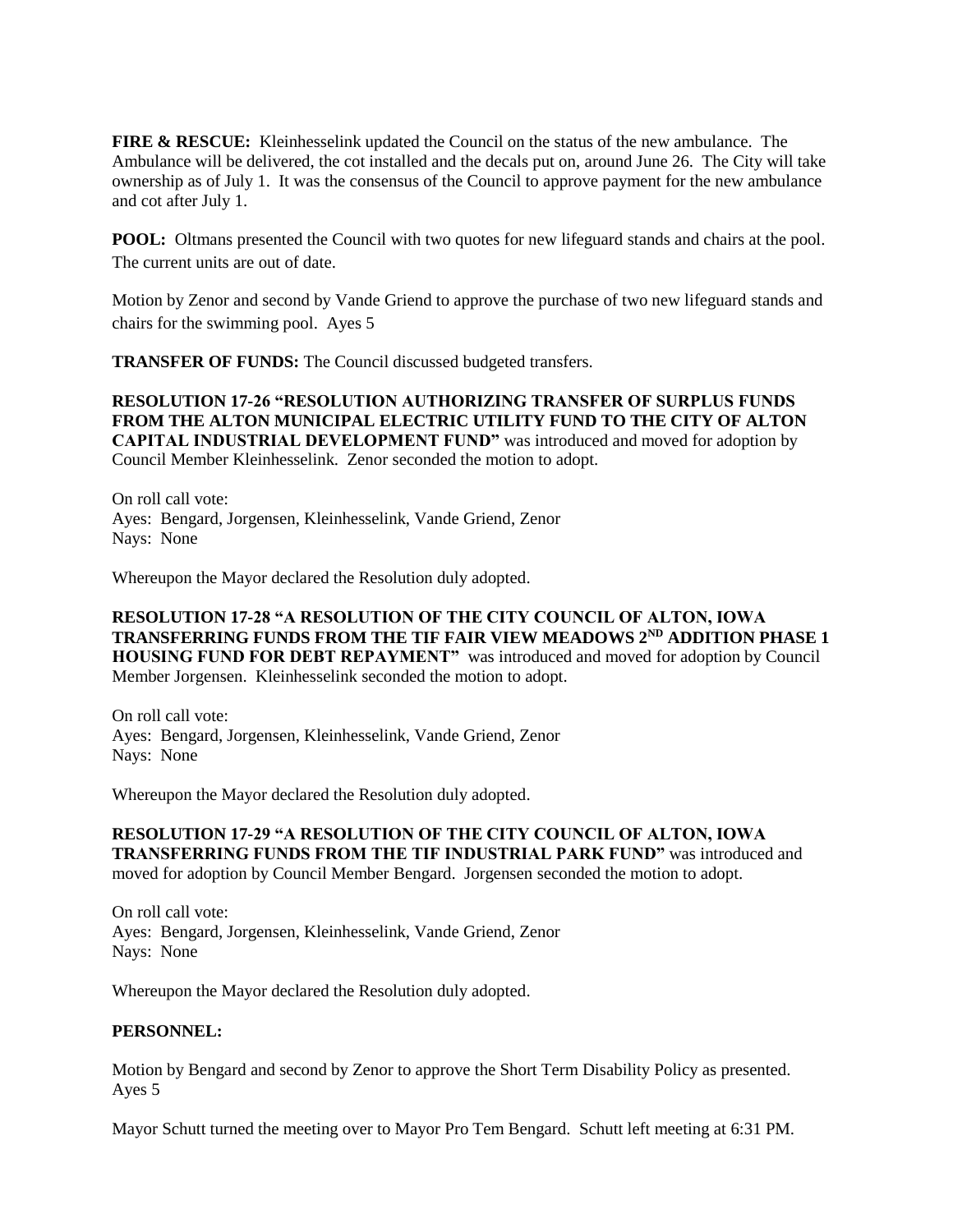**FIRE & RESCUE:** Kleinhesselink updated the Council on the status of the new ambulance. The Ambulance will be delivered, the cot installed and the decals put on, around June 26. The City will take ownership as of July 1. It was the consensus of the Council to approve payment for the new ambulance and cot after July 1.

**POOL:** Oltmans presented the Council with two quotes for new lifeguard stands and chairs at the pool. The current units are out of date.

Motion by Zenor and second by Vande Griend to approve the purchase of two new lifeguard stands and chairs for the swimming pool. Ayes 5

**TRANSFER OF FUNDS:** The Council discussed budgeted transfers.

**RESOLUTION 17-26 "RESOLUTION AUTHORIZING TRANSFER OF SURPLUS FUNDS FROM THE ALTON MUNICIPAL ELECTRIC UTILITY FUND TO THE CITY OF ALTON CAPITAL INDUSTRIAL DEVELOPMENT FUND"** was introduced and moved for adoption by Council Member Kleinhesselink. Zenor seconded the motion to adopt.

On roll call vote:
Ayes: Bengard, Jorgensen, Kleinhesselink, Vande Griend, Zenor
Nays: None

Whereupon the Mayor declared the Resolution duly adopted.

**RESOLUTION 17-28 "A RESOLUTION OF THE CITY COUNCIL OF ALTON, IOWA TRANSFERRING FUNDS FROM THE TIF FAIR VIEW MEADOWS 2ND ADDITION PHASE 1 HOUSING FUND FOR DEBT REPAYMENT"** was introduced and moved for adoption by Council Member Jorgensen. Kleinhesselink seconded the motion to adopt.

On roll call vote:
Ayes: Bengard, Jorgensen, Kleinhesselink, Vande Griend, Zenor
Nays: None

Whereupon the Mayor declared the Resolution duly adopted.

**RESOLUTION 17-29 "A RESOLUTION OF THE CITY COUNCIL OF ALTON, IOWA TRANSFERRING FUNDS FROM THE TIF INDUSTRIAL PARK FUND"** was introduced and moved for adoption by Council Member Bengard. Jorgensen seconded the motion to adopt.

On roll call vote:
Ayes: Bengard, Jorgensen, Kleinhesselink, Vande Griend, Zenor
Nays: None

Whereupon the Mayor declared the Resolution duly adopted.

**PERSONNEL:**

Motion by Bengard and second by Zenor to approve the Short Term Disability Policy as presented. Ayes 5

Mayor Schutt turned the meeting over to Mayor Pro Tem Bengard. Schutt left meeting at 6:31 PM.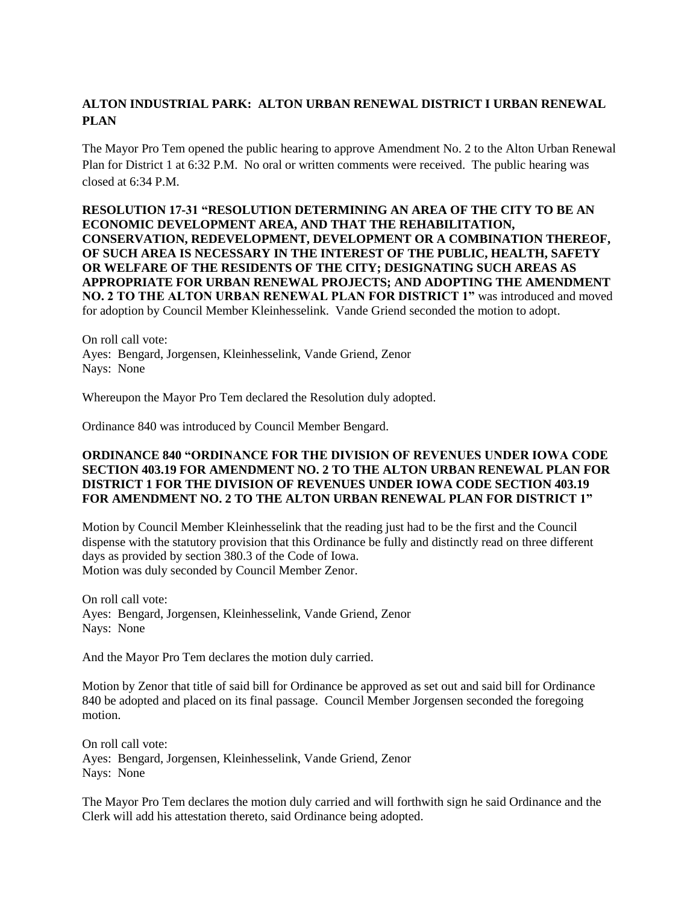**ALTON INDUSTRIAL PARK: ALTON URBAN RENEWAL DISTRICT I URBAN RENEWAL PLAN**

The Mayor Pro Tem opened the public hearing to approve Amendment No. 2 to the Alton Urban Renewal Plan for District 1 at 6:32 P.M. No oral or written comments were received. The public hearing was closed at 6:34 P.M.

**RESOLUTION 17-31 "RESOLUTION DETERMINING AN AREA OF THE CITY TO BE AN ECONOMIC DEVELOPMENT AREA, AND THAT THE REHABILITATION, CONSERVATION, REDEVELOPMENT, DEVELOPMENT OR A COMBINATION THEREOF, OF SUCH AREA IS NECESSARY IN THE INTEREST OF THE PUBLIC, HEALTH, SAFETY OR WELFARE OF THE RESIDENTS OF THE CITY; DESIGNATING SUCH AREAS AS APPROPRIATE FOR URBAN RENEWAL PROJECTS; AND ADOPTING THE AMENDMENT NO. 2 TO THE ALTON URBAN RENEWAL PLAN FOR DISTRICT 1"** was introduced and moved for adoption by Council Member Kleinhesselink. Vande Griend seconded the motion to adopt.

On roll call vote:
Ayes: Bengard, Jorgensen, Kleinhesselink, Vande Griend, Zenor
Nays: None

Whereupon the Mayor Pro Tem declared the Resolution duly adopted.

Ordinance 840 was introduced by Council Member Bengard.

**ORDINANCE 840 "ORDINANCE FOR THE DIVISION OF REVENUES UNDER IOWA CODE SECTION 403.19 FOR AMENDMENT NO. 2 TO THE ALTON URBAN RENEWAL PLAN FOR DISTRICT 1 FOR THE DIVISION OF REVENUES UNDER IOWA CODE SECTION 403.19 FOR AMENDMENT NO. 2 TO THE ALTON URBAN RENEWAL PLAN FOR DISTRICT 1"**

Motion by Council Member Kleinhesselink that the reading just had to be the first and the Council dispense with the statutory provision that this Ordinance be fully and distinctly read on three different days as provided by section 380.3 of the Code of Iowa.
Motion was duly seconded by Council Member Zenor.

On roll call vote:
Ayes: Bengard, Jorgensen, Kleinhesselink, Vande Griend, Zenor
Nays: None

And the Mayor Pro Tem declares the motion duly carried.

Motion by Zenor that title of said bill for Ordinance be approved as set out and said bill for Ordinance 840 be adopted and placed on its final passage. Council Member Jorgensen seconded the foregoing motion.

On roll call vote:
Ayes: Bengard, Jorgensen, Kleinhesselink, Vande Griend, Zenor
Nays: None

The Mayor Pro Tem declares the motion duly carried and will forthwith sign he said Ordinance and the Clerk will add his attestation thereto, said Ordinance being adopted.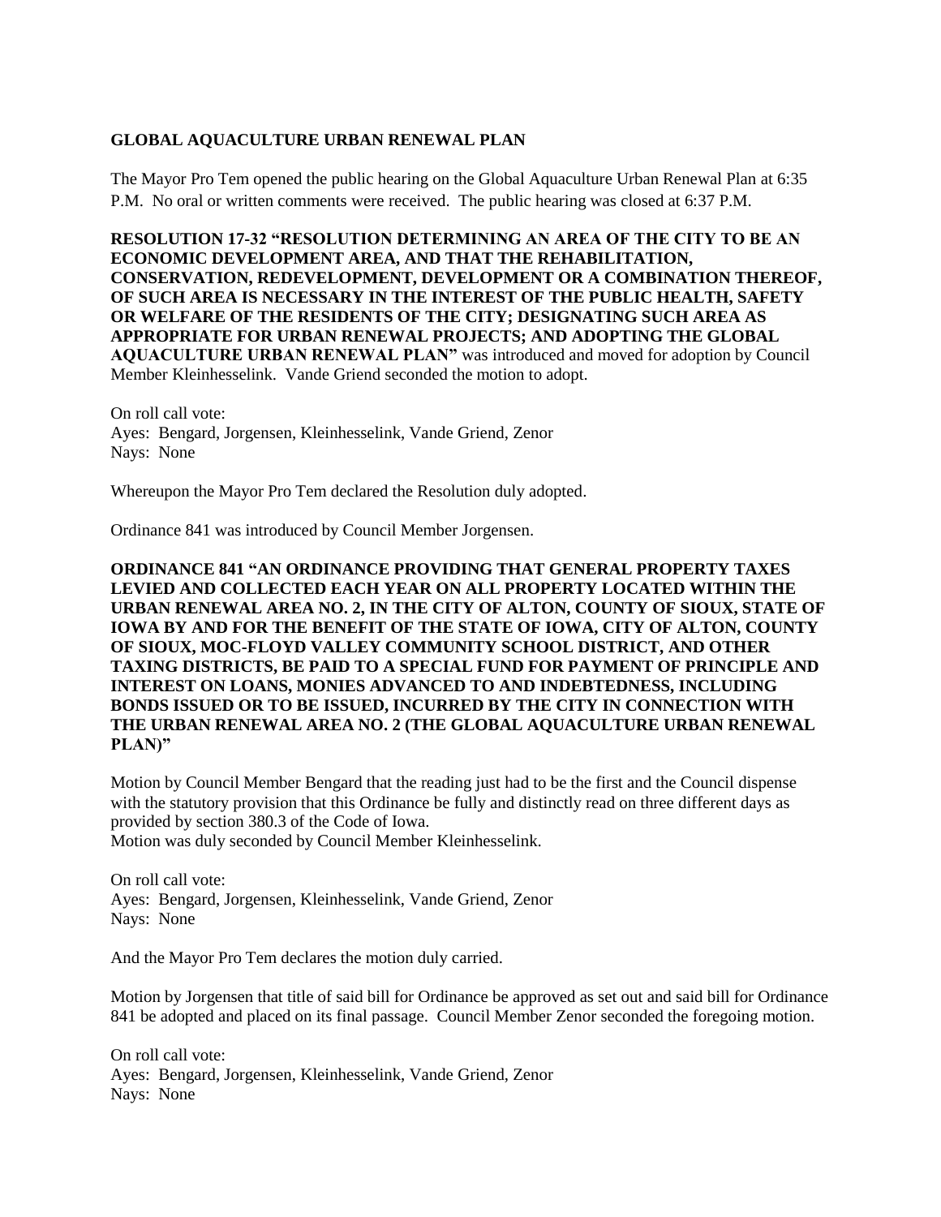**GLOBAL AQUACULTURE URBAN RENEWAL PLAN**

The Mayor Pro Tem opened the public hearing on the Global Aquaculture Urban Renewal Plan at 6:35 P.M. No oral or written comments were received. The public hearing was closed at 6:37 P.M.

**RESOLUTION 17-32 "RESOLUTION DETERMINING AN AREA OF THE CITY TO BE AN ECONOMIC DEVELOPMENT AREA, AND THAT THE REHABILITATION, CONSERVATION, REDEVELOPMENT, DEVELOPMENT OR A COMBINATION THEREOF, OF SUCH AREA IS NECESSARY IN THE INTEREST OF THE PUBLIC HEALTH, SAFETY OR WELFARE OF THE RESIDENTS OF THE CITY; DESIGNATING SUCH AREA AS APPROPRIATE FOR URBAN RENEWAL PROJECTS; AND ADOPTING THE GLOBAL AQUACULTURE URBAN RENEWAL PLAN"** was introduced and moved for adoption by Council Member Kleinhesselink. Vande Griend seconded the motion to adopt.

On roll call vote:
Ayes: Bengard, Jorgensen, Kleinhesselink, Vande Griend, Zenor
Nays: None

Whereupon the Mayor Pro Tem declared the Resolution duly adopted.

Ordinance 841 was introduced by Council Member Jorgensen.

**ORDINANCE 841 "AN ORDINANCE PROVIDING THAT GENERAL PROPERTY TAXES LEVIED AND COLLECTED EACH YEAR ON ALL PROPERTY LOCATED WITHIN THE URBAN RENEWAL AREA NO. 2, IN THE CITY OF ALTON, COUNTY OF SIOUX, STATE OF IOWA BY AND FOR THE BENEFIT OF THE STATE OF IOWA, CITY OF ALTON, COUNTY OF SIOUX, MOC-FLOYD VALLEY COMMUNITY SCHOOL DISTRICT, AND OTHER TAXING DISTRICTS, BE PAID TO A SPECIAL FUND FOR PAYMENT OF PRINCIPLE AND INTEREST ON LOANS, MONIES ADVANCED TO AND INDEBTEDNESS, INCLUDING BONDS ISSUED OR TO BE ISSUED, INCURRED BY THE CITY IN CONNECTION WITH THE URBAN RENEWAL AREA NO. 2 (THE GLOBAL AQUACULTURE URBAN RENEWAL PLAN)"**

Motion by Council Member Bengard that the reading just had to be the first and the Council dispense with the statutory provision that this Ordinance be fully and distinctly read on three different days as provided by section 380.3 of the Code of Iowa.
Motion was duly seconded by Council Member Kleinhesselink.

On roll call vote:
Ayes: Bengard, Jorgensen, Kleinhesselink, Vande Griend, Zenor
Nays: None

And the Mayor Pro Tem declares the motion duly carried.

Motion by Jorgensen that title of said bill for Ordinance be approved as set out and said bill for Ordinance 841 be adopted and placed on its final passage. Council Member Zenor seconded the foregoing motion.

On roll call vote:
Ayes: Bengard, Jorgensen, Kleinhesselink, Vande Griend, Zenor
Nays: None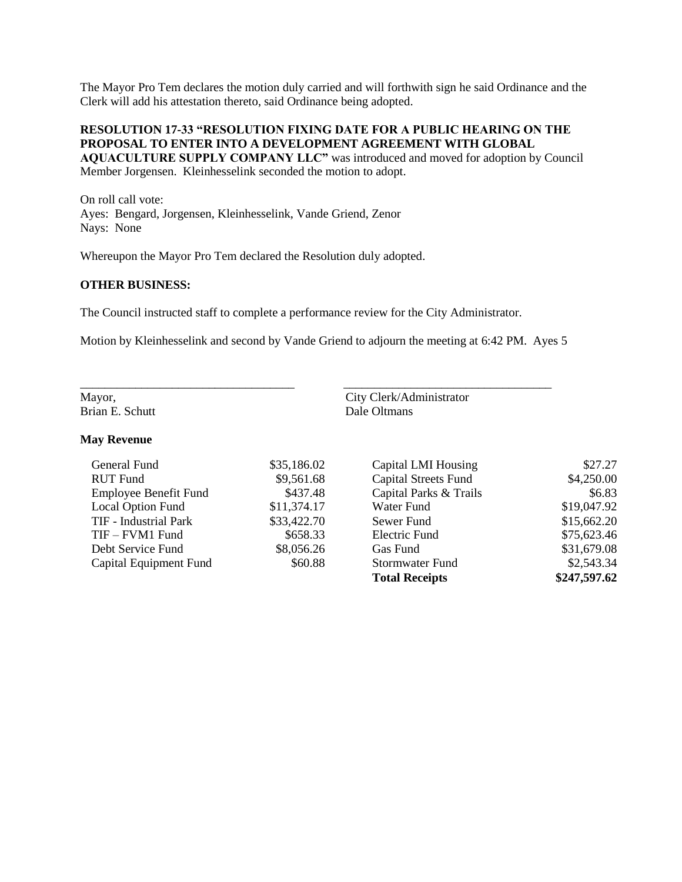The Mayor Pro Tem declares the motion duly carried and will forthwith sign he said Ordinance and the Clerk will add his attestation thereto, said Ordinance being adopted.

**RESOLUTION 17-33 "RESOLUTION FIXING DATE FOR A PUBLIC HEARING ON THE PROPOSAL TO ENTER INTO A DEVELOPMENT AGREEMENT WITH GLOBAL AQUACULTURE SUPPLY COMPANY LLC"** was introduced and moved for adoption by Council Member Jorgensen. Kleinhesselink seconded the motion to adopt.

On roll call vote:
Ayes: Bengard, Jorgensen, Kleinhesselink, Vande Griend, Zenor
Nays: None

Whereupon the Mayor Pro Tem declared the Resolution duly adopted.

**OTHER BUSINESS:**

The Council instructed staff to complete a performance review for the City Administrator.

Motion by Kleinhesselink and second by Vande Griend to adjourn the meeting at 6:42 PM. Ayes 5

\_\_\_\_\_\_\_\_\_\_\_\_\_\_\_\_\_\_\_\_\_\_\_\_\_\_\_\_\_\_\_\_\_\_\_
Mayor,
Brian E. Schutt

\_\_\_\_\_\_\_\_\_\_\_\_\_\_\_\_\_\_\_\_\_\_\_\_\_\_\_\_\_\_\_\_\_\_\_
City Clerk/Administrator
Dale Oltmans

**May Revenue**

| | | | |
|---|---|---|---|
| General Fund | $35,186.02 | Capital LMI Housing | $27.27 |
| RUT Fund | $9,561.68 | Capital Streets Fund | $4,250.00 |
| Employee Benefit Fund | $437.48 | Capital Parks & Trails | $6.83 |
| Local Option Fund | $11,374.17 | Water Fund | $19,047.92 |
| TIF - Industrial Park | $33,422.70 | Sewer Fund | $15,662.20 |
| TIF – FVM1 Fund | $658.33 | Electric Fund | $75,623.46 |
| Debt Service Fund | $8,056.26 | Gas Fund | $31,679.08 |
| Capital Equipment Fund | $60.88 | Stormwater Fund | $2,543.34 |
| | | **Total Receipts** | **$247,597.62** |